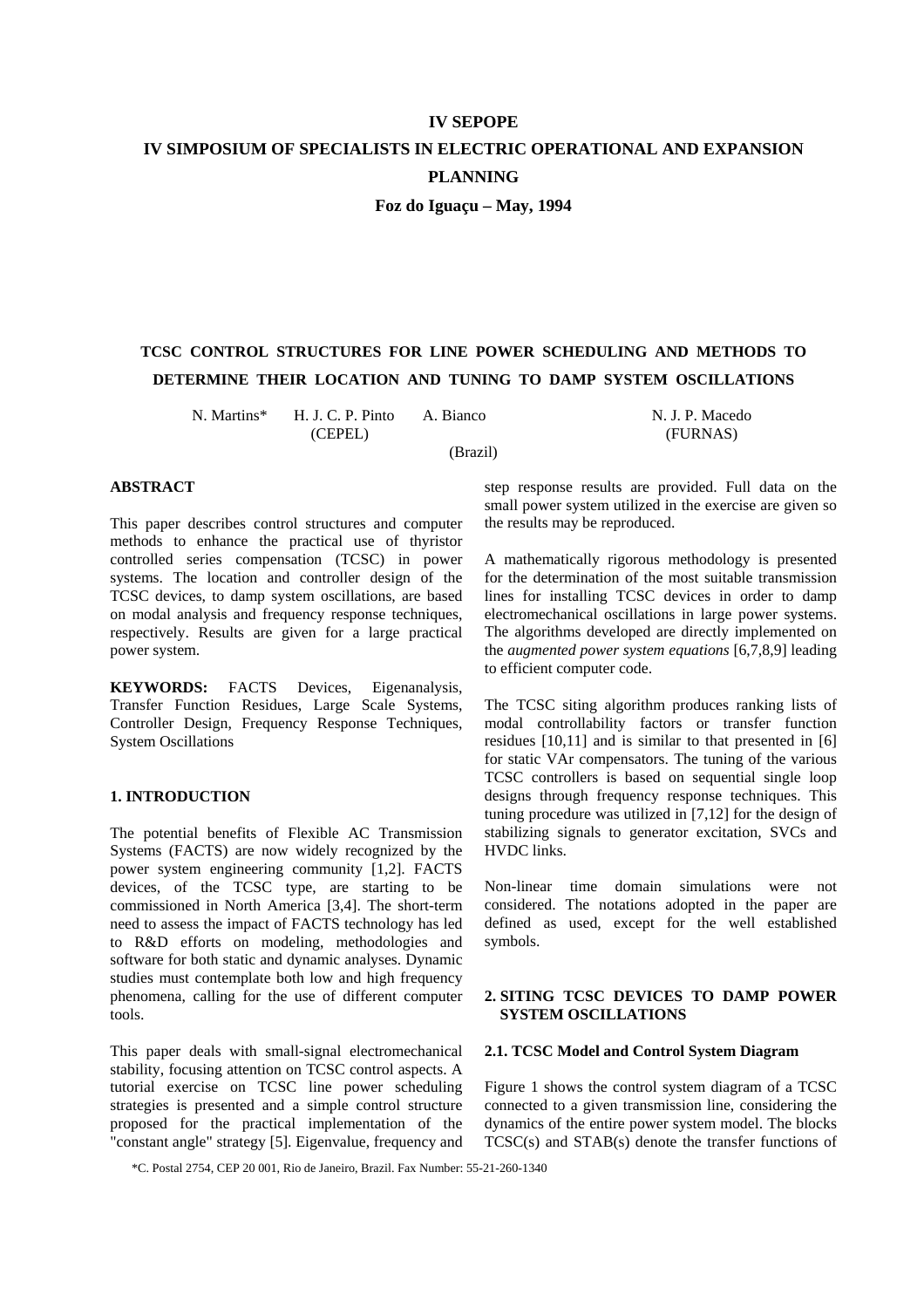**IV SEPOPE**

**IV SIMPOSIUM OF SPECIALISTS IN ELECTRIC OPERATIONAL AND EXPANSION PLANNING**

**Foz do Iguaçu – May, 1994**

# TCSC CONTROL STRUCTURES FOR LINE POWER SCHEDULING AND METHODS TO DETERMINE THEIR LOCATION AND TUNING TO DAMP SYSTEM OSCILLATIONS

N. Martins* H. J. C. P. Pinto A. Bianco (CEPEL) N. J. P. Macedo (FURNAS)

(Brazil)

## ABSTRACT

This paper describes control structures and computer methods to enhance the practical use of thyristor controlled series compensation (TCSC) in power systems. The location and controller design of the TCSC devices, to damp system oscillations, are based on modal analysis and frequency response techniques, respectively. Results are given for a large practical power system.

**KEYWORDS:** FACTS Devices, Eigenanalysis, Transfer Function Residues, Large Scale Systems, Controller Design, Frequency Response Techniques, System Oscillations

## 1. INTRODUCTION

The potential benefits of Flexible AC Transmission Systems (FACTS) are now widely recognized by the power system engineering community [1,2]. FACTS devices, of the TCSC type, are starting to be commissioned in North America [3,4]. The short-term need to assess the impact of FACTS technology has led to R&D efforts on modeling, methodologies and software for both static and dynamic analyses. Dynamic studies must contemplate both low and high frequency phenomena, calling for the use of different computer tools.

This paper deals with small-signal electromechanical stability, focusing attention on TCSC control aspects. A tutorial exercise on TCSC line power scheduling strategies is presented and a simple control structure proposed for the practical implementation of the "constant angle" strategy [5]. Eigenvalue, frequency and step response results are provided. Full data on the small power system utilized in the exercise are given so the results may be reproduced.

A mathematically rigorous methodology is presented for the determination of the most suitable transmission lines for installing TCSC devices in order to damp electromechanical oscillations in large power systems. The algorithms developed are directly implemented on the *augmented power system equations* [6,7,8,9] leading to efficient computer code.

The TCSC siting algorithm produces ranking lists of modal controllability factors or transfer function residues [10,11] and is similar to that presented in [6] for static VAr compensators. The tuning of the various TCSC controllers is based on sequential single loop designs through frequency response techniques. This tuning procedure was utilized in [7,12] for the design of stabilizing signals to generator excitation, SVCs and HVDC links.

Non-linear time domain simulations were not considered. The notations adopted in the paper are defined as used, except for the well established symbols.

## 2. SITING TCSC DEVICES TO DAMP POWER SYSTEM OSCILLATIONS

### 2.1. TCSC Model and Control System Diagram

Figure 1 shows the control system diagram of a TCSC connected to a given transmission line, considering the dynamics of the entire power system model. The blocks TCSC(s) and STAB(s) denote the transfer functions of

*C. Postal 2754, CEP 20 001, Rio de Janeiro, Brazil. Fax Number: 55-21-260-1340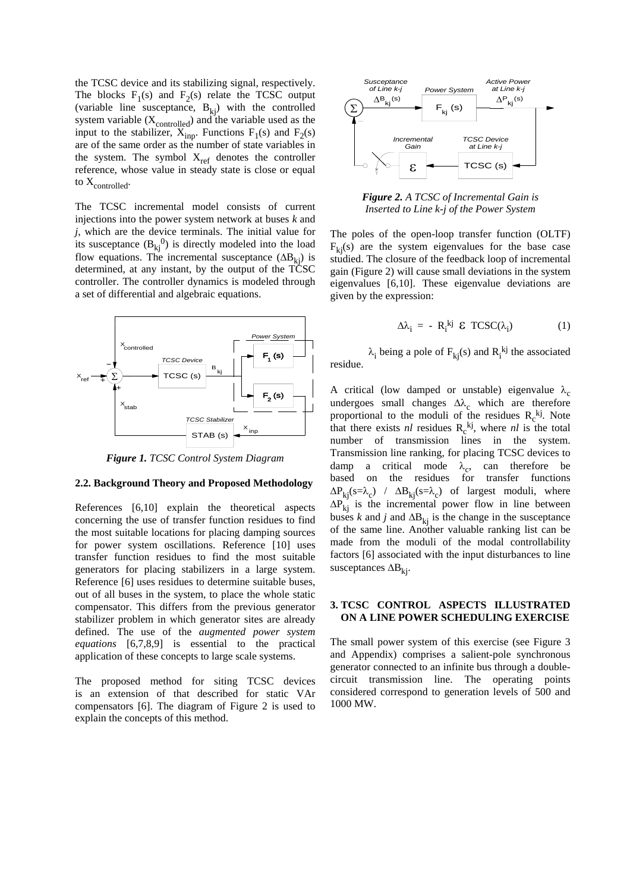the TCSC device and its stabilizing signal, respectively. The blocks $F_1(s)$ and $F_2(s)$ relate the TCSC output (variable line susceptance, $B_{kj}$) with the controlled system variable ($X_{controlled}$) and the variable used as the input to the stabilizer, $X_{inp}$. Functions $F_1(s)$ and $F_2(s)$ are of the same order as the number of state variables in the system. The symbol $X_{ref}$ denotes the controller reference, whose value in steady state is close or equal to $X_{controlled}$.

The TCSC incremental model consists of current injections into the power system network at buses *k* and *j*, which are the device terminals. The initial value for its susceptance ($B_{kj}^0$) is directly modeled into the load flow equations. The incremental susceptance ($\Delta B_{kj}$) is determined, at any instant, by the output of the TCSC controller. The controller dynamics is modeled through a set of differential and algebraic equations.

***Figure 1.*** *TCSC Control System Diagram*

### 2.2. Background Theory and Proposed Methodology

References [6,10] explain the theoretical aspects concerning the use of transfer function residues to find the most suitable locations for placing damping sources for power system oscillations. Reference [10] uses transfer function residues to find the most suitable generators for placing stabilizers in a large system. Reference [6] uses residues to determine suitable buses, out of all buses in the system, to place the whole static compensator. This differs from the previous generator stabilizer problem in which generator sites are already defined. The use of the *augmented power system equations* [6,7,8,9] is essential to the practical application of these concepts to large scale systems.

The proposed method for siting TCSC devices is an extension of that described for static VAr compensators [6]. The diagram of Figure 2 is used to explain the concepts of this method.

***Figure 2.*** *A TCSC of Incremental Gain is Inserted to Line k-j of the Power System*

The poles of the open-loop transfer function (OLTF) $F_{kj}(s)$ are the system eigenvalues for the base case studied. The closure of the feedback loop of incremental gain (Figure 2) will cause small deviations in the system eigenvalues [6,10]. These eigenvalue deviations are given by the expression:

$$\Delta\lambda_i = - R_i^{kj} \; \varepsilon \; \mathrm{TCSC}(\lambda_i) \qquad (1)$$

$\lambda_i$ being a pole of $F_{kj}(s)$ and $R_i^{kj}$ the associated residue.

A critical (low damped or unstable) eigenvalue $\lambda_c$ undergoes small changes $\Delta\lambda_c$ which are therefore proportional to the moduli of the residues $R_c^{kj}$. Note that there exists *nl* residues $R_c^{kj}$, where *nl* is the total number of transmission lines in the system. Transmission line ranking, for placing TCSC devices to damp a critical mode $\lambda_c$, can therefore be based on the residues for transfer functions $\Delta P_{kj}(s=\lambda_c)$ / $\Delta B_{kj}(s=\lambda_c)$ of largest moduli, where $\Delta P_{kj}$ is the incremental power flow in line between buses *k* and *j* and $\Delta B_{kj}$ is the change in the susceptance of the same line. Another valuable ranking list can be made from the moduli of the modal controllability factors [6] associated with the input disturbances to line susceptances $\Delta B_{kj}$.

## 3. TCSC CONTROL ASPECTS ILLUSTRATED ON A LINE POWER SCHEDULING EXERCISE

The small power system of this exercise (see Figure 3 and Appendix) comprises a salient-pole synchronous generator connected to an infinite bus through a double-circuit transmission line. The operating points considered correspond to generation levels of 500 and 1000 MW.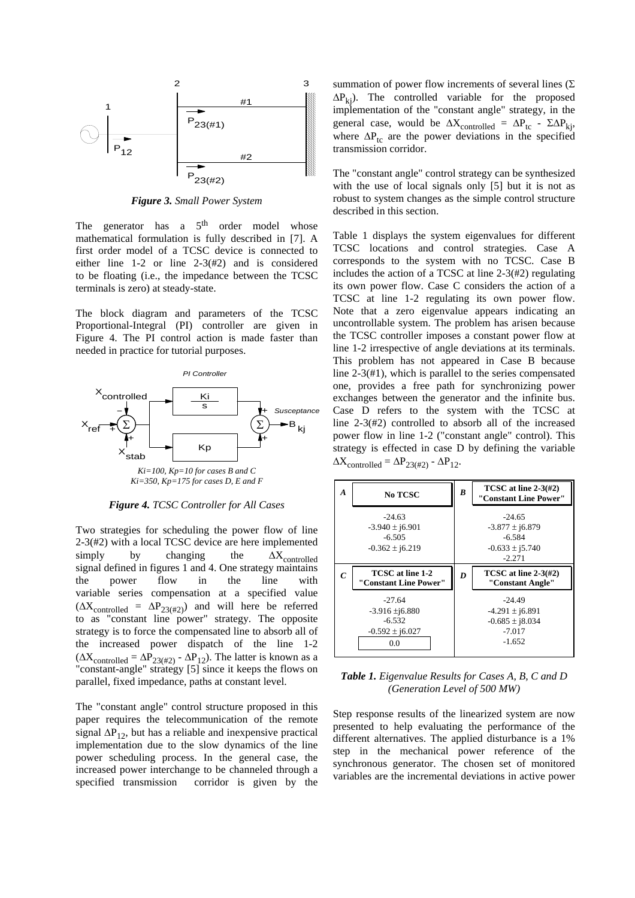*Figure 3. Small Power System*

The generator has a $5^{th}$ order model whose mathematical formulation is fully described in [7]. A first order model of a TCSC device is connected to either line 1-2 or line 2-3(#2) and is considered to be floating (i.e., the impedance between the TCSC terminals is zero) at steady-state.

The block diagram and parameters of the TCSC Proportional-Integral (PI) controller are given in Figure 4. The PI control action is made faster than needed in practice for tutorial purposes.

*Ki=100, Kp=10 for cases B and C*
*Ki=350, Kp=175 for cases D, E and F*

*Figure 4. TCSC Controller for All Cases*

Two strategies for scheduling the power flow of line 2-3(#2) with a local TCSC device are here implemented simply by changing the $\Delta X_{controlled}$ signal defined in figures 1 and 4. One strategy maintains the power flow in the line with variable series compensation at a specified value ($\Delta X_{controlled} = \Delta P_{23(\#2)}$) and will here be referred to as "constant line power" strategy. The opposite strategy is to force the compensated line to absorb all of the increased power dispatch of the line 1-2 ($\Delta X_{controlled} = \Delta P_{23(\#2)} - \Delta P_{12}$). The latter is known as a "constant-angle" strategy [5] since it keeps the flows on parallel, fixed impedance, paths at constant level.

The "constant angle" control structure proposed in this paper requires the telecommunication of the remote signal $\Delta P_{12}$, but has a reliable and inexpensive practical implementation due to the slow dynamics of the line power scheduling process. In the general case, the increased power interchange to be channeled through a specified transmission corridor is given by the summation of power flow increments of several lines ($\Sigma \Delta P_{kj}$). The controlled variable for the proposed implementation of the "constant angle" strategy, in the general case, would be $\Delta X_{controlled} = \Delta P_{tc} - \Sigma \Delta P_{kj}$, where $\Delta P_{tc}$ are the power deviations in the specified transmission corridor.

The "constant angle" control strategy can be synthesized with the use of local signals only [5] but it is not as robust to system changes as the simple control structure described in this section.

Table 1 displays the system eigenvalues for different TCSC locations and control strategies. Case A corresponds to the system with no TCSC. Case B includes the action of a TCSC at line 2-3(#2) regulating its own power flow. Case C considers the action of a TCSC at line 1-2 regulating its own power flow. Note that a zero eigenvalue appears indicating an uncontrollable system. The problem has arisen because the TCSC controller imposes a constant power flow at line 1-2 irrespective of angle deviations at its terminals. This problem has not appeared in Case B because line 2-3(#1), which is parallel to the series compensated one, provides a free path for synchronizing power exchanges between the generator and the infinite bus. Case D refers to the system with the TCSC at line 2-3(#2) controlled to absorb all of the increased power flow in line 1-2 ("constant angle" control). This strategy is effected in case D by defining the variable $\Delta X_{controlled} = \Delta P_{23(\#2)} - \Delta P_{12}$.

| **A** — **No TCSC** | **B** — **TCSC at line 2-3(#2) "Constant Line Power"** |
|---|---|
| -24.63<br>$-3.940 \pm j6.901$<br>-6.505<br>$-0.362 \pm j6.219$ | -24.65<br>$-3.877 \pm j6.879$<br>-6.584<br>$-0.633 \pm j5.740$<br>-2.271 |
| **C** — **TCSC at line 1-2 "Constant Line Power"** | **D** — **TCSC at line 2-3(#2) "Constant Angle"** |
| -27.64<br>$-3.916 \pm j6.880$<br>-6.532<br>$-0.592 \pm j6.027$<br>0.0 | -24.49<br>$-4.291 \pm j6.891$<br>$-0.685 \pm j8.034$<br>-7.017<br>-1.652 |

*Table 1. Eigenvalue Results for Cases A, B, C and D (Generation Level of 500 MW)*

Step response results of the linearized system are now presented to help evaluating the performance of the different alternatives. The applied disturbance is a 1% step in the mechanical power reference of the synchronous generator. The chosen set of monitored variables are the incremental deviations in active power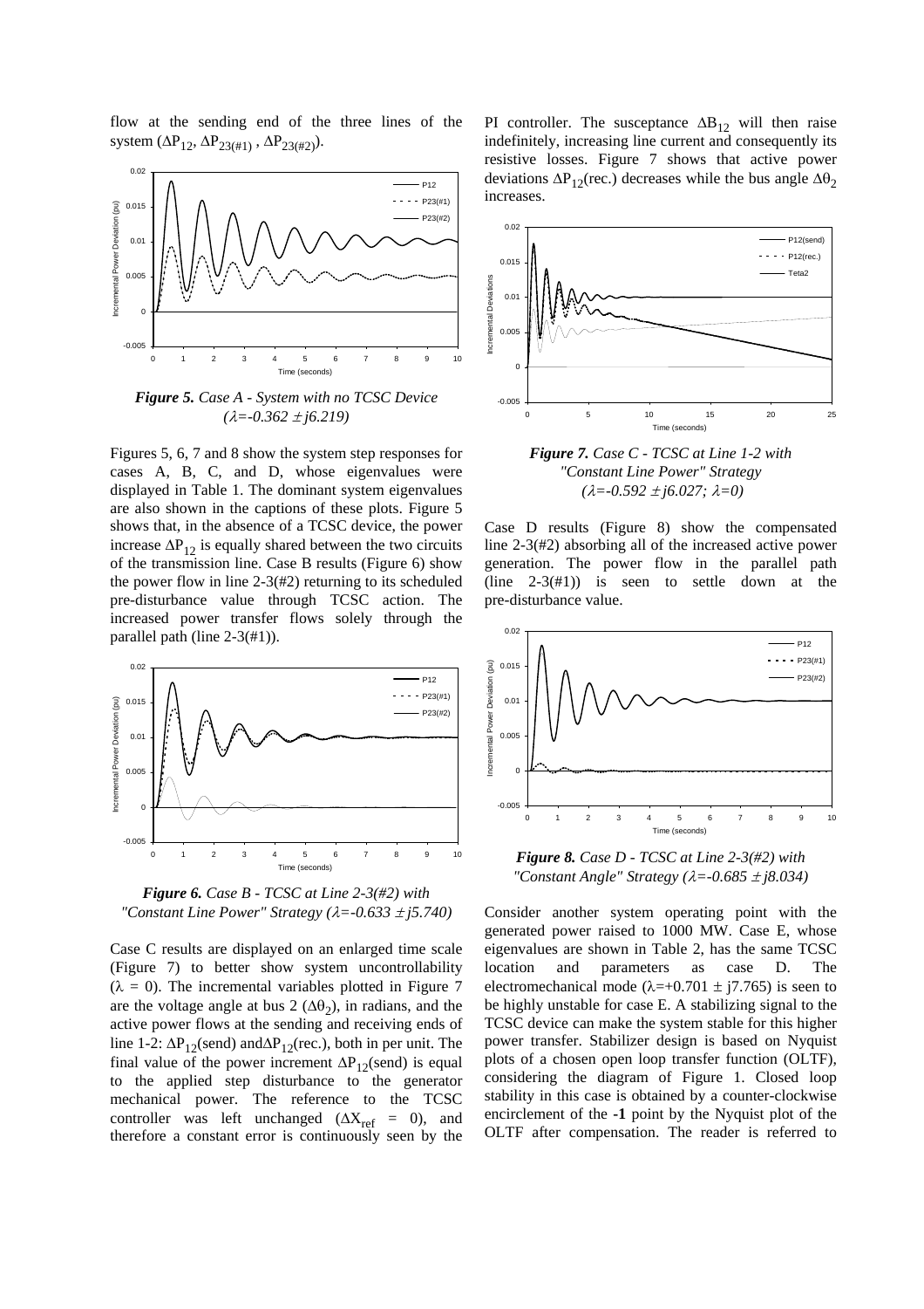flow at the sending end of the three lines of the system ($\Delta P_{12}$, $\Delta P_{23(\#1)}$ , $\Delta P_{23(\#2)}$).

***Figure 5.*** *Case A - System with no TCSC Device ($\lambda$=-0.362 $\pm$j6.219)*

Figures 5, 6, 7 and 8 show the system step responses for cases A, B, C, and D, whose eigenvalues were displayed in Table 1. The dominant system eigenvalues are also shown in the captions of these plots. Figure 5 shows that, in the absence of a TCSC device, the power increase $\Delta P_{12}$ is equally shared between the two circuits of the transmission line. Case B results (Figure 6) show the power flow in line 2-3(#2) returning to its scheduled pre-disturbance value through TCSC action. The increased power transfer flows solely through the parallel path (line 2-3(#1)).

***Figure 6.*** *Case B - TCSC at Line 2-3(#2) with "Constant Line Power" Strategy ($\lambda$=-0.633 $\pm$j5.740)*

Case C results are displayed on an enlarged time scale (Figure 7) to better show system uncontrollability ($\lambda$ = 0). The incremental variables plotted in Figure 7 are the voltage angle at bus 2 ($\Delta\theta_2$), in radians, and the active power flows at the sending and receiving ends of line 1-2: $\Delta P_{12}$(send) and $\Delta P_{12}$(rec.), both in per unit. The final value of the power increment $\Delta P_{12}$(send) is equal to the applied step disturbance to the generator mechanical power. The reference to the TCSC controller was left unchanged ($\Delta X_{ref}$ = 0), and therefore a constant error is continuously seen by the PI controller. The susceptance $\Delta B_{12}$ will then raise indefinitely, increasing line current and consequently its resistive losses. Figure 7 shows that active power deviations $\Delta P_{12}$(rec.) decreases while the bus angle $\Delta\theta_2$ increases.

***Figure 7.*** *Case C - TCSC at Line 1-2 with "Constant Line Power" Strategy ($\lambda$=-0.592 $\pm$j6.027; $\lambda$=0)*

Case D results (Figure 8) show the compensated line 2-3(#2) absorbing all of the increased active power generation. The power flow in the parallel path (line 2-3(#1)) is seen to settle down at the pre-disturbance value.

***Figure 8.*** *Case D - TCSC at Line 2-3(#2) with "Constant Angle" Strategy ($\lambda$=-0.685 $\pm$j8.034)*

Consider another system operating point with the generated power raised to 1000 MW. Case E, whose eigenvalues are shown in Table 2, has the same TCSC location and parameters as case D. The electromechanical mode ($\lambda$=+0.701 $\pm$ j7.765) is seen to be highly unstable for case E. A stabilizing signal to the TCSC device can make the system stable for this higher power transfer. Stabilizer design is based on Nyquist plots of a chosen open loop transfer function (OLTF), considering the diagram of Figure 1. Closed loop stability in this case is obtained by a counter-clockwise encirclement of the **-1** point by the Nyquist plot of the OLTF after compensation. The reader is referred to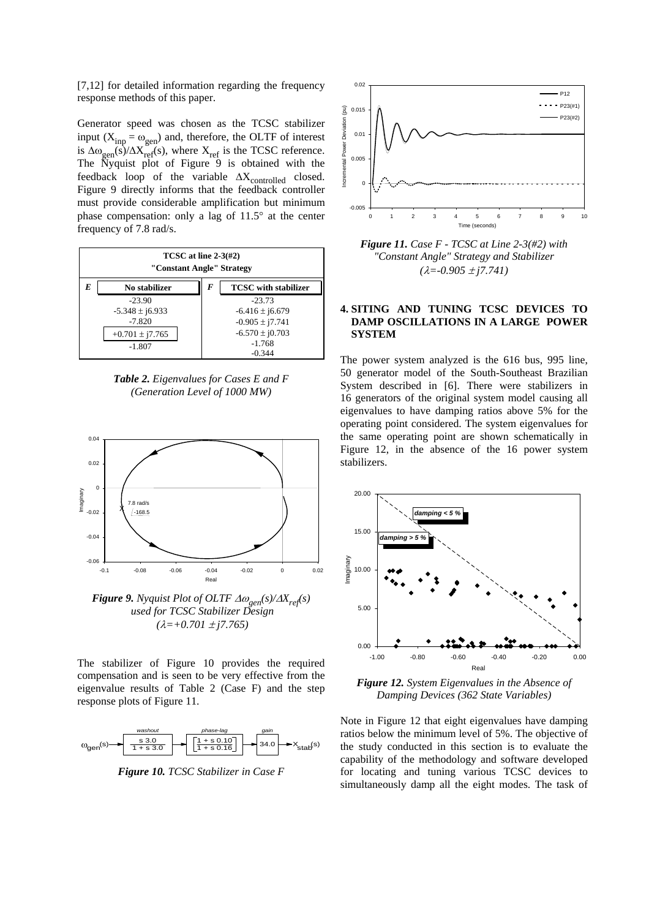[7,12] for detailed information regarding the frequency response methods of this paper.

Generator speed was chosen as the TCSC stabilizer input ($X_{inp} = \omega_{gen}$) and, therefore, the OLTF of interest is $\Delta\omega_{gen}(s)/\Delta X_{ref}(s)$, where $X_{ref}$ is the TCSC reference. The Nyquist plot of Figure 9 is obtained with the feedback loop of the variable $\Delta X_{controlled}$ closed. Figure 9 directly informs that the feedback controller must provide considerable amplification but minimum phase compensation: only a lag of 11.5° at the center frequency of 7.8 rad/s.

| TCSC at line 2-3(#2) "Constant Angle" Strategy | | | |
|---|---|---|---|
| **E** | **No stabilizer** | **F** | **TCSC with stabilizer** |
| | -23.90 | | -23.73 |
| | $-5.348 \pm j6.933$ | | $-6.416 \pm j6.679$ |
| | -7.820 | | $-0.905 \pm j7.741$ |
| | $+0.701 \pm j7.765$ | | $-6.570 \pm j0.703$ |
| | -1.807 | | -1.768 |
| | | | -0.344 |

***Table 2.** Eigenvalues for Cases E and F (Generation Level of 1000 MW)*

***Figure 9.** Nyquist Plot of OLTF $\Delta\omega_{gen}(s)/\Delta X_{ref}(s)$ used for TCSC Stabilizer Design ($\lambda=+0.701 \pm j7.765$)*

The stabilizer of Figure 10 provides the required compensation and is seen to be very effective from the eigenvalue results of Table 2 (Case F) and the step response plots of Figure 11.

$$\omega_{gen}(s) \rightarrow \underset{washout}{\frac{s\,3.0}{1+s\,3.0}} \rightarrow \underset{phase\text{-}lag}{\frac{1+s\,0.10}{1+s\,0.16}} \rightarrow \underset{gain}{34.0} \rightarrow X_{stab}(s)$$

***Figure 10.** TCSC Stabilizer in Case F*

***Figure 11.** Case F - TCSC at Line 2-3(#2) with "Constant Angle" Strategy and Stabilizer ($\lambda=-0.905 \pm j7.741$)*

## 4. SITING AND TUNING TCSC DEVICES TO DAMP OSCILLATIONS IN A LARGE POWER SYSTEM

The power system analyzed is the 616 bus, 995 line, 50 generator model of the South-Southeast Brazilian System described in [6]. There were stabilizers in 16 generators of the original system model causing all eigenvalues to have damping ratios above 5% for the operating point considered. The system eigenvalues for the same operating point are shown schematically in Figure 12, in the absence of the 16 power system stabilizers.

***Figure 12.** System Eigenvalues in the Absence of Damping Devices (362 State Variables)*

Note in Figure 12 that eight eigenvalues have damping ratios below the minimum level of 5%. The objective of the study conducted in this section is to evaluate the capability of the methodology and software developed for locating and tuning various TCSC devices to simultaneously damp all the eight modes. The task of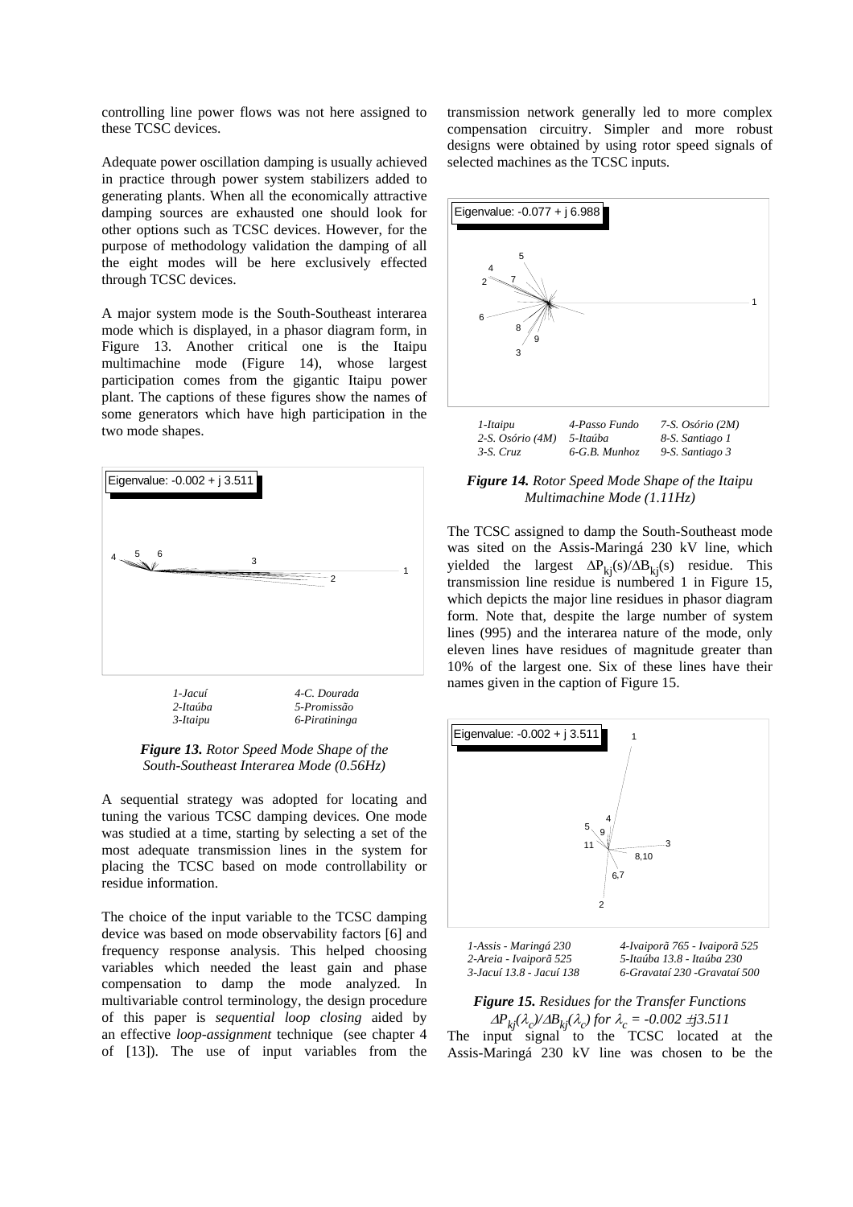controlling line power flows was not here assigned to these TCSC devices.

Adequate power oscillation damping is usually achieved in practice through power system stabilizers added to generating plants. When all the economically attractive damping sources are exhausted one should look for other options such as TCSC devices. However, for the purpose of methodology validation the damping of all the eight modes will be here exclusively effected through TCSC devices.

A major system mode is the South-Southeast interarea mode which is displayed, in a phasor diagram form, in Figure 13. Another critical one is the Itaipu multimachine mode (Figure 14), whose largest participation comes from the gigantic Itaipu power plant. The captions of these figures show the names of some generators which have high participation in the two mode shapes.

Eigenvalue: -0.002 + j 3.511

| | |
|---|---|
| *1-Jacuí* | *4-C. Dourada* |
| *2-Itaúba* | *5-Promissão* |
| *3-Itaipu* | *6-Piratininga* |

***Figure 13.** Rotor Speed Mode Shape of the South-Southeast Interarea Mode (0.56Hz)*

A sequential strategy was adopted for locating and tuning the various TCSC damping devices. One mode was studied at a time, starting by selecting a set of the most adequate transmission lines in the system for placing the TCSC based on mode controllability or residue information.

The choice of the input variable to the TCSC damping device was based on mode observability factors [6] and frequency response analysis. This helped choosing variables which needed the least gain and phase compensation to damp the mode analyzed. In multivariable control terminology, the design procedure of this paper is *sequential loop closing* aided by an effective *loop-assignment* technique (see chapter 4 of [13]). The use of input variables from the transmission network generally led to more complex compensation circuitry. Simpler and more robust designs were obtained by using rotor speed signals of selected machines as the TCSC inputs.

Eigenvalue: -0.077 + j 6.988

| | | |
|---|---|---|
| *1-Itaipu* | *4-Passo Fundo* | *7-S. Osório (2M)* |
| *2-S. Osório (4M)* | *5-Itaúba* | *8-S. Santiago 1* |
| *3-S. Cruz* | *6-G.B. Munhoz* | *9-S. Santiago 3* |

***Figure 14.** Rotor Speed Mode Shape of the Itaipu Multimachine Mode (1.11Hz)*

The TCSC assigned to damp the South-Southeast mode was sited on the Assis-Maringá 230 kV line, which yielded the largest $\Delta P_{kj}(s)/\Delta B_{kj}(s)$ residue. This transmission line residue is numbered 1 in Figure 15, which depicts the major line residues in phasor diagram form. Note that, despite the large number of system lines (995) and the interarea nature of the mode, only eleven lines have residues of magnitude greater than 10% of the largest one. Six of these lines have their names given in the caption of Figure 15.

Eigenvalue: -0.002 + j 3.511

| | |
|---|---|
| *1-Assis - Maringá 230* | *4-Ivaiporã 765 - Ivaiporã 525* |
| *2-Areia - Ivaiporã 525* | *5-Itaúba 13.8 - Itaúba 230* |
| *3-Jacuí 13.8 - Jacuí 138* | *6-Gravataí 230 -Gravataí 500* |

***Figure 15.** Residues for the Transfer Functions $\Delta P_{kj}(\lambda_c)/\Delta B_{kj}(\lambda_c)$ for $\lambda_c = -0.002 \pm j3.511$*

The input signal to the TCSC located at the Assis-Maringá 230 kV line was chosen to be the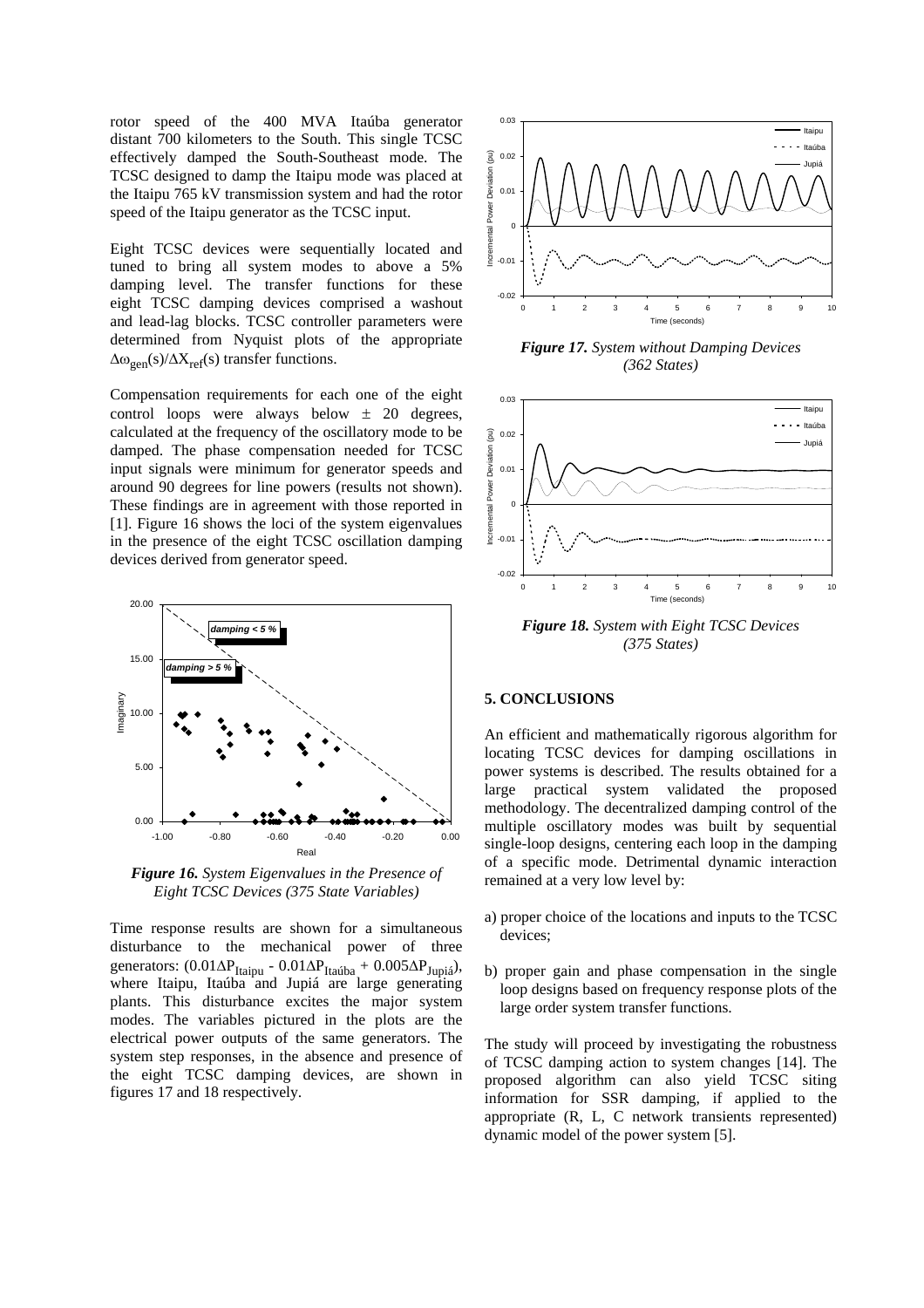rotor speed of the 400 MVA Itaúba generator distant 700 kilometers to the South. This single TCSC effectively damped the South-Southeast mode. The TCSC designed to damp the Itaipu mode was placed at the Itaipu 765 kV transmission system and had the rotor speed of the Itaipu generator as the TCSC input.

Eight TCSC devices were sequentially located and tuned to bring all system modes to above a 5% damping level. The transfer functions for these eight TCSC damping devices comprised a washout and lead-lag blocks. TCSC controller parameters were determined from Nyquist plots of the appropriate $\Delta\omega_{gen}(s)/\Delta X_{ref}(s)$ transfer functions.

Compensation requirements for each one of the eight control loops were always below $\pm$ 20 degrees, calculated at the frequency of the oscillatory mode to be damped. The phase compensation needed for TCSC input signals were minimum for generator speeds and around 90 degrees for line powers (results not shown). These findings are in agreement with those reported in [1]. Figure 16 shows the loci of the system eigenvalues in the presence of the eight TCSC oscillation damping devices derived from generator speed.

***Figure 16.*** *System Eigenvalues in the Presence of Eight TCSC Devices (375 State Variables)*

Time response results are shown for a simultaneous disturbance to the mechanical power of three generators: ($0.01\Delta P_{Itaipu}$ - $0.01\Delta P_{Itaúba}$ + $0.005\Delta P_{Jupiá}$), where Itaipu, Itaúba and Jupiá are large generating plants. This disturbance excites the major system modes. The variables pictured in the plots are the electrical power outputs of the same generators. The system step responses, in the absence and presence of the eight TCSC damping devices, are shown in figures 17 and 18 respectively.

***Figure 17.*** *System without Damping Devices (362 States)*

***Figure 18.*** *System with Eight TCSC Devices (375 States)*

## 5. CONCLUSIONS

An efficient and mathematically rigorous algorithm for locating TCSC devices for damping oscillations in power systems is described. The results obtained for a large practical system validated the proposed methodology. The decentralized damping control of the multiple oscillatory modes was built by sequential single-loop designs, centering each loop in the damping of a specific mode. Detrimental dynamic interaction remained at a very low level by:

a) proper choice of the locations and inputs to the TCSC devices;

b) proper gain and phase compensation in the single loop designs based on frequency response plots of the large order system transfer functions.

The study will proceed by investigating the robustness of TCSC damping action to system changes [14]. The proposed algorithm can also yield TCSC siting information for SSR damping, if applied to the appropriate (R, L, C network transients represented) dynamic model of the power system [5].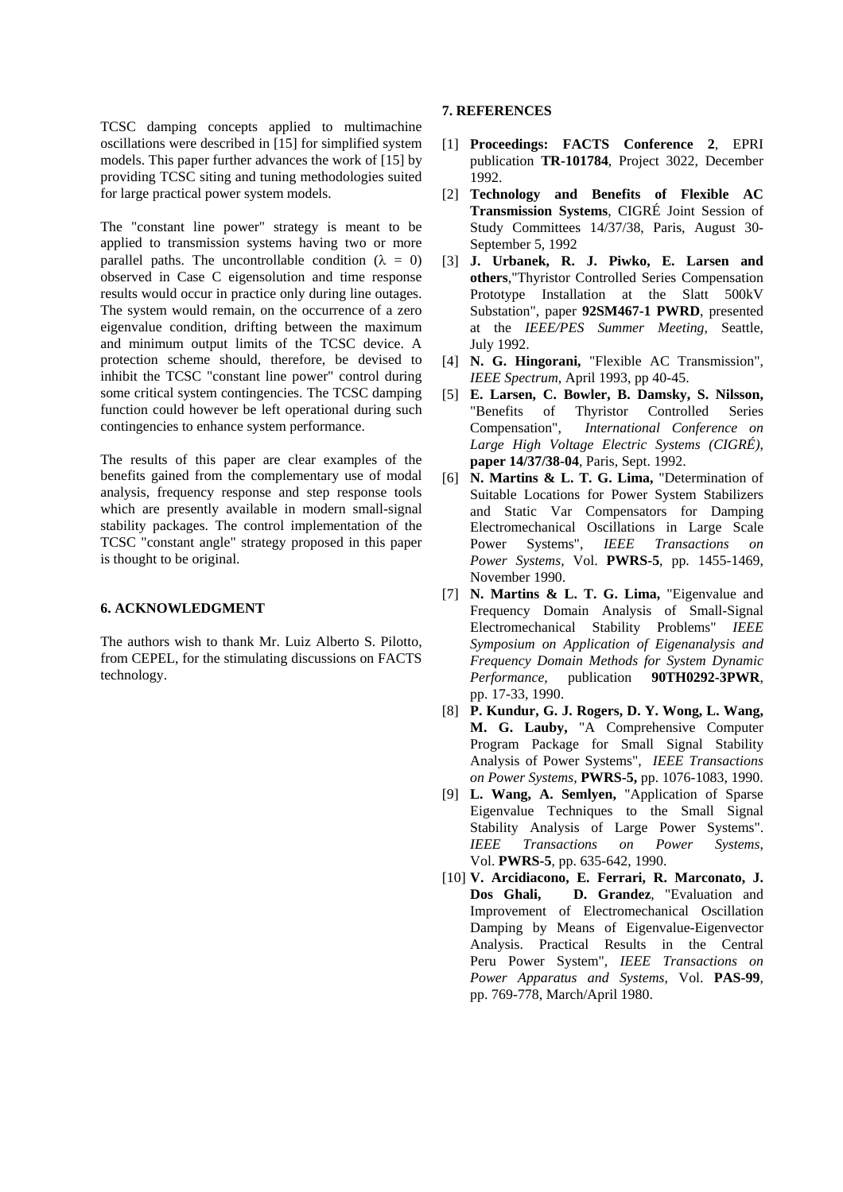TCSC damping concepts applied to multimachine oscillations were described in [15] for simplified system models. This paper further advances the work of [15] by providing TCSC siting and tuning methodologies suited for large practical power system models.

The "constant line power" strategy is meant to be applied to transmission systems having two or more parallel paths. The uncontrollable condition ($\lambda = 0$) observed in Case C eigensolution and time response results would occur in practice only during line outages. The system would remain, on the occurrence of a zero eigenvalue condition, drifting between the maximum and minimum output limits of the TCSC device. A protection scheme should, therefore, be devised to inhibit the TCSC "constant line power" control during some critical system contingencies. The TCSC damping function could however be left operational during such contingencies to enhance system performance.

The results of this paper are clear examples of the benefits gained from the complementary use of modal analysis, frequency response and step response tools which are presently available in modern small-signal stability packages. The control implementation of the TCSC "constant angle" strategy proposed in this paper is thought to be original.

## 6. ACKNOWLEDGMENT

The authors wish to thank Mr. Luiz Alberto S. Pilotto, from CEPEL, for the stimulating discussions on FACTS technology.

## 7. REFERENCES

[1] **Proceedings: FACTS Conference 2**, EPRI publication **TR-101784**, Project 3022, December 1992.

[2] **Technology and Benefits of Flexible AC Transmission Systems**, CIGRÉ Joint Session of Study Committees 14/37/38, Paris, August 30-September 5, 1992

[3] **J. Urbanek, R. J. Piwko, E. Larsen and others**,"Thyristor Controlled Series Compensation Prototype Installation at the Slatt 500kV Substation", paper **92SM467-1 PWRD**, presented at the *IEEE/PES Summer Meeting*, Seattle, July 1992.

[4] **N. G. Hingorani,** "Flexible AC Transmission", *IEEE Spectrum*, April 1993, pp 40-45.

[5] **E. Larsen, C. Bowler, B. Damsky, S. Nilsson,** "Benefits of Thyristor Controlled Series Compensation", *International Conference on Large High Voltage Electric Systems (CIGRÉ)*, **paper 14/37/38-04**, Paris, Sept. 1992.

[6] **N. Martins & L. T. G. Lima,** "Determination of Suitable Locations for Power System Stabilizers and Static Var Compensators for Damping Electromechanical Oscillations in Large Scale Power Systems", *IEEE Transactions on Power Systems*, Vol. **PWRS-5**, pp. 1455-1469, November 1990.

[7] **N. Martins & L. T. G. Lima,** "Eigenvalue and Frequency Domain Analysis of Small-Signal Electromechanical Stability Problems" *IEEE Symposium on Application of Eigenanalysis and Frequency Domain Methods for System Dynamic Performance,* publication **90TH0292-3PWR**, pp. 17-33, 1990.

[8] **P. Kundur, G. J. Rogers, D. Y. Wong, L. Wang, M. G. Lauby,** "A Comprehensive Computer Program Package for Small Signal Stability Analysis of Power Systems", *IEEE Transactions on Power Systems,* **PWRS-5,** pp. 1076-1083, 1990.

[9] **L. Wang, A. Semlyen,** "Application of Sparse Eigenvalue Techniques to the Small Signal Stability Analysis of Large Power Systems". *IEEE Transactions on Power Systems,* Vol. **PWRS-5**, pp. 635-642, 1990.

[10] **V. Arcidiacono, E. Ferrari, R. Marconato, J. Dos Ghali, D. Grandez**, "Evaluation and Improvement of Electromechanical Oscillation Damping by Means of Eigenvalue-Eigenvector Analysis. Practical Results in the Central Peru Power System", *IEEE Transactions on Power Apparatus and Systems,* Vol. **PAS-99**, pp. 769-778, March/April 1980.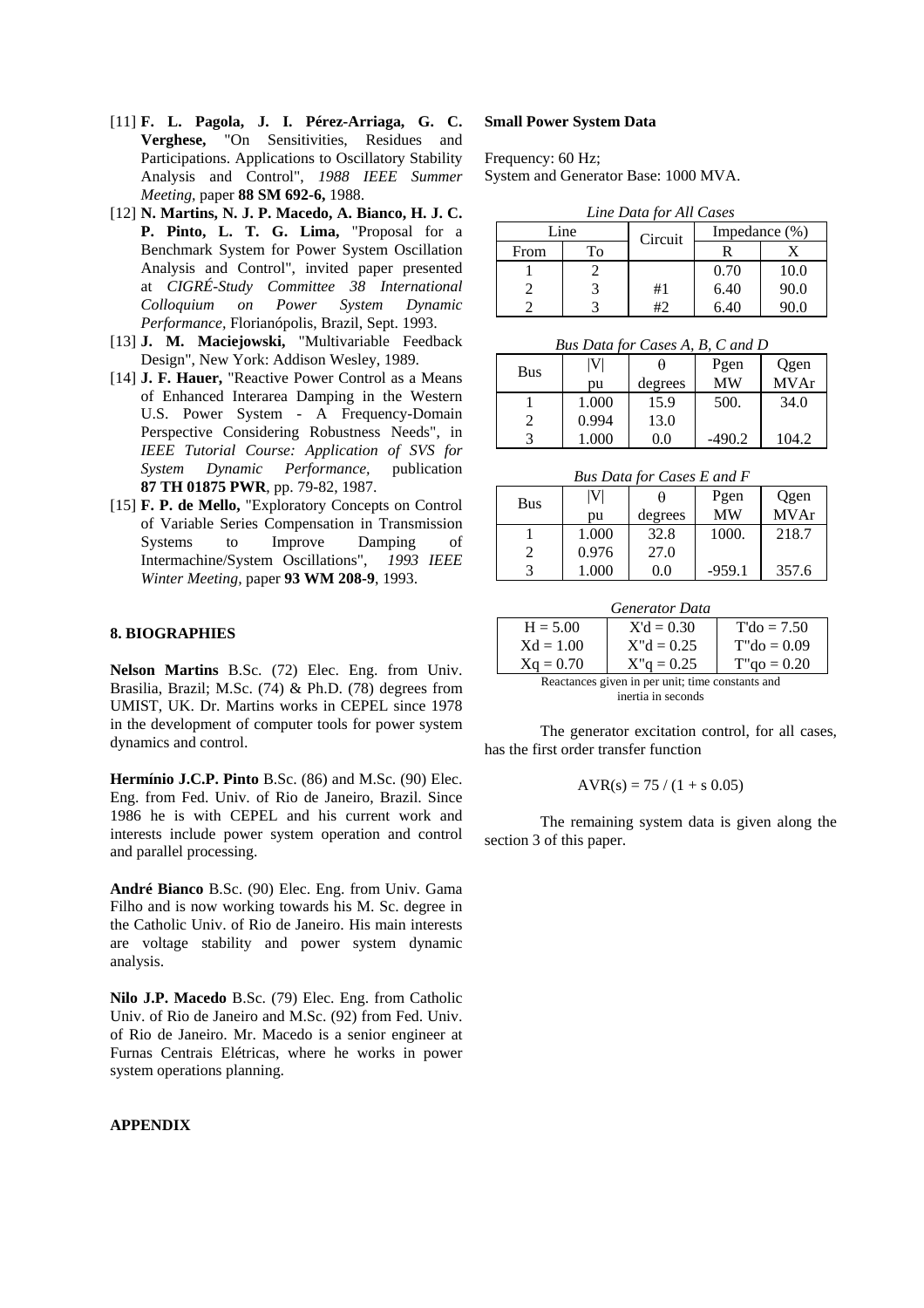[11] **F. L. Pagola, J. I. Pérez-Arriaga, G. C. Verghese,** "On Sensitivities, Residues and Participations. Applications to Oscillatory Stability Analysis and Control", *1988 IEEE Summer Meeting*, paper **88 SM 692-6,** 1988.

[12] **N. Martins, N. J. P. Macedo, A. Bianco, H. J. C. P. Pinto, L. T. G. Lima,** "Proposal for a Benchmark System for Power System Oscillation Analysis and Control", invited paper presented at *CIGRÉ-Study Committee 38 International Colloquium on Power System Dynamic Performance*, Florianópolis, Brazil, Sept. 1993.

[13] **J. M. Maciejowski,** "Multivariable Feedback Design", New York: Addison Wesley, 1989.

[14] **J. F. Hauer,** "Reactive Power Control as a Means of Enhanced Interarea Damping in the Western U.S. Power System - A Frequency-Domain Perspective Considering Robustness Needs", in *IEEE Tutorial Course: Application of SVS for System Dynamic Performance*, publication **87 TH 01875 PWR**, pp. 79-82, 1987.

[15] **F. P. de Mello,** "Exploratory Concepts on Control of Variable Series Compensation in Transmission Systems to Improve Damping of Intermachine/System Oscillations", *1993 IEEE Winter Meeting*, paper **93 WM 208-9**, 1993.

## 8. BIOGRAPHIES

**Nelson Martins** B.Sc. (72) Elec. Eng. from Univ. Brasilia, Brazil; M.Sc. (74) & Ph.D. (78) degrees from UMIST, UK. Dr. Martins works in CEPEL since 1978 in the development of computer tools for power system dynamics and control.

**Hermínio J.C.P. Pinto** B.Sc. (86) and M.Sc. (90) Elec. Eng. from Fed. Univ. of Rio de Janeiro, Brazil. Since 1986 he is with CEPEL and his current work and interests include power system operation and control and parallel processing.

**André Bianco** B.Sc. (90) Elec. Eng. from Univ. Gama Filho and is now working towards his M. Sc. degree in the Catholic Univ. of Rio de Janeiro. His main interests are voltage stability and power system dynamic analysis.

**Nilo J.P. Macedo** B.Sc. (79) Elec. Eng. from Catholic Univ. of Rio de Janeiro and M.Sc. (92) from Fed. Univ. of Rio de Janeiro. Mr. Macedo is a senior engineer at Furnas Centrais Elétricas, where he works in power system operations planning.

## APPENDIX

**Small Power System Data**

Frequency: 60 Hz;
System and Generator Base: 1000 MVA.

*Line Data for All Cases*

| Line | | Circuit | Impedance (%) | |
|---|---|---|---|---|
| From | To | | R | X |
| 1 | 2 | | 0.70 | 10.0 |
| 2 | 3 | #1 | 6.40 | 90.0 |
| 2 | 3 | #2 | 6.40 | 90.0 |

*Bus Data for Cases A, B, C and D*

| Bus | \|V\| pu | θ degrees | Pgen MW | Qgen MVAr |
|---|---|---|---|---|
| 1 | 1.000 | 15.9 | 500. | 34.0 |
| 2 | 0.994 | 13.0 | | |
| 3 | 1.000 | 0.0 | -490.2 | 104.2 |

*Bus Data for Cases E and F*

| Bus | \|V\| pu | θ degrees | Pgen MW | Qgen MVAr |
|---|---|---|---|---|
| 1 | 1.000 | 32.8 | 1000. | 218.7 |
| 2 | 0.976 | 27.0 | | |
| 3 | 1.000 | 0.0 | -959.1 | 357.6 |

*Generator Data*

| | | |
|---|---|---|
| H = 5.00 | X'd = 0.30 | T'do = 7.50 |
| Xd = 1.00 | X"d = 0.25 | T"do = 0.09 |
| Xq = 0.70 | X"q = 0.25 | T"qo = 0.20 |

Reactances given in per unit; time constants and inertia in seconds

The generator excitation control, for all cases, has the first order transfer function

$$AVR(s) = 75 / (1 + s\,0.05)$$

The remaining system data is given along the section 3 of this paper.